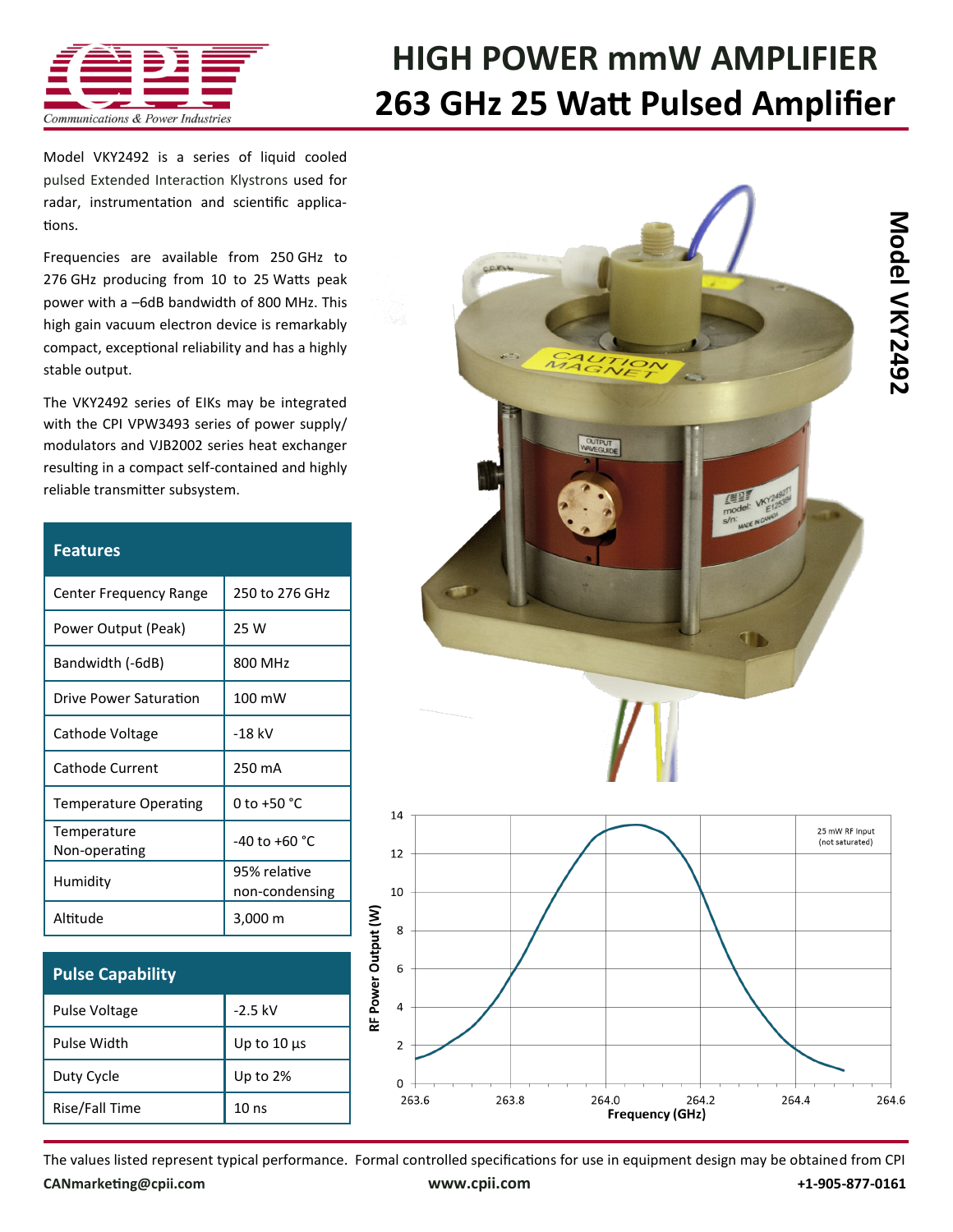# HIGH POWER mmW AMPLIFIER
# 263 GHz 25 Watt Pulsed Amplifier

## Model VKY2492

Model VKY2492 is a series of liquid cooled pulsed Extended Interaction Klystrons used for radar, instrumentation and scientific applications.

Frequencies are available from 250 GHz to 276 GHz producing from 10 to 25 Watts peak power with a –6dB bandwidth of 800 MHz. This high gain vacuum electron device is remarkably compact, exceptional reliability and has a highly stable output.

The VKY2492 series of EIKs may be integrated with the CPI VPW3493 series of power supply/modulators and VJB2002 series heat exchanger resulting in a compact self-contained and highly reliable transmitter subsystem.

| Features | |
|---|---|
| Center Frequency Range | 250 to 276 GHz |
| Power Output (Peak) | 25 W |
| Bandwidth (-6dB) | 800 MHz |
| Drive Power Saturation | 100 mW |
| Cathode Voltage | -18 kV |
| Cathode Current | 250 mA |
| Temperature Operating | 0 to +50 °C |
| Temperature Non-operating | -40 to +60 °C |
| Humidity | 95% relative non-condensing |
| Altitude | 3,000 m |

| Pulse Capability | |
|---|---|
| Pulse Voltage | -2.5 kV |
| Pulse Width | Up to 10 µs |
| Duty Cycle | Up to 2% |
| Rise/Fall Time | 10 ns |

The values listed represent typical performance. Formal controlled specifications for use in equipment design may be obtained from CPI

**CANmarketing@cpii.com** **www.cpii.com** **+1-905-877-0161**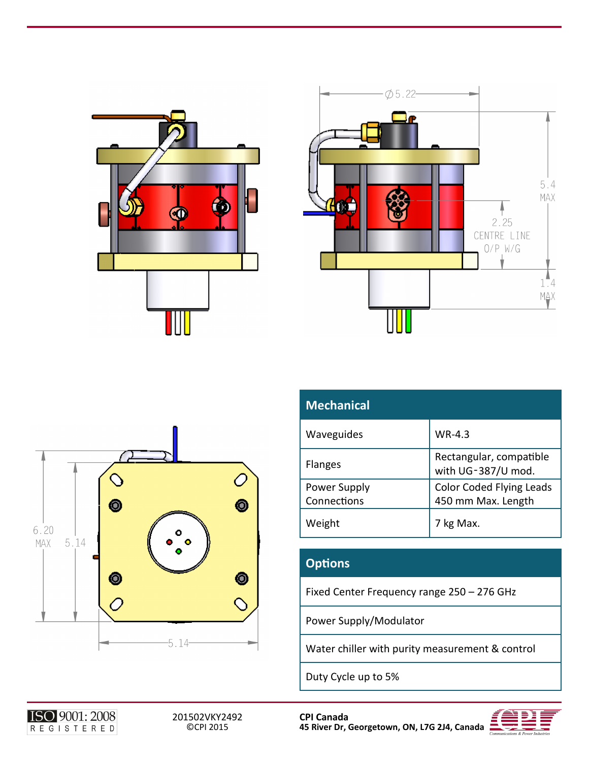∅5.22

5.4 MAX

2.25 CENTRE LINE O/P W/G

1.4 MAX

6.20 MAX

5.14

5.14

| Mechanical | |
|---|---|
| Waveguides | WR-4.3 |
| Flanges | Rectangular, compatible with UG-387/U mod. |
| Power Supply Connections | Color Coded Flying Leads 450 mm Max. Length |
| Weight | 7 kg Max. |

| Options |
|---|
| Fixed Center Frequency range 250 – 276 GHz |
| Power Supply/Modulator |
| Water chiller with purity measurement & control |
| Duty Cycle up to 5% |

ISO 9001: 2008 REGISTERED

201502VKY2492
©CPI 2015

**CPI Canada**
**45 River Dr, Georgetown, ON, L7G 2J4, Canada**